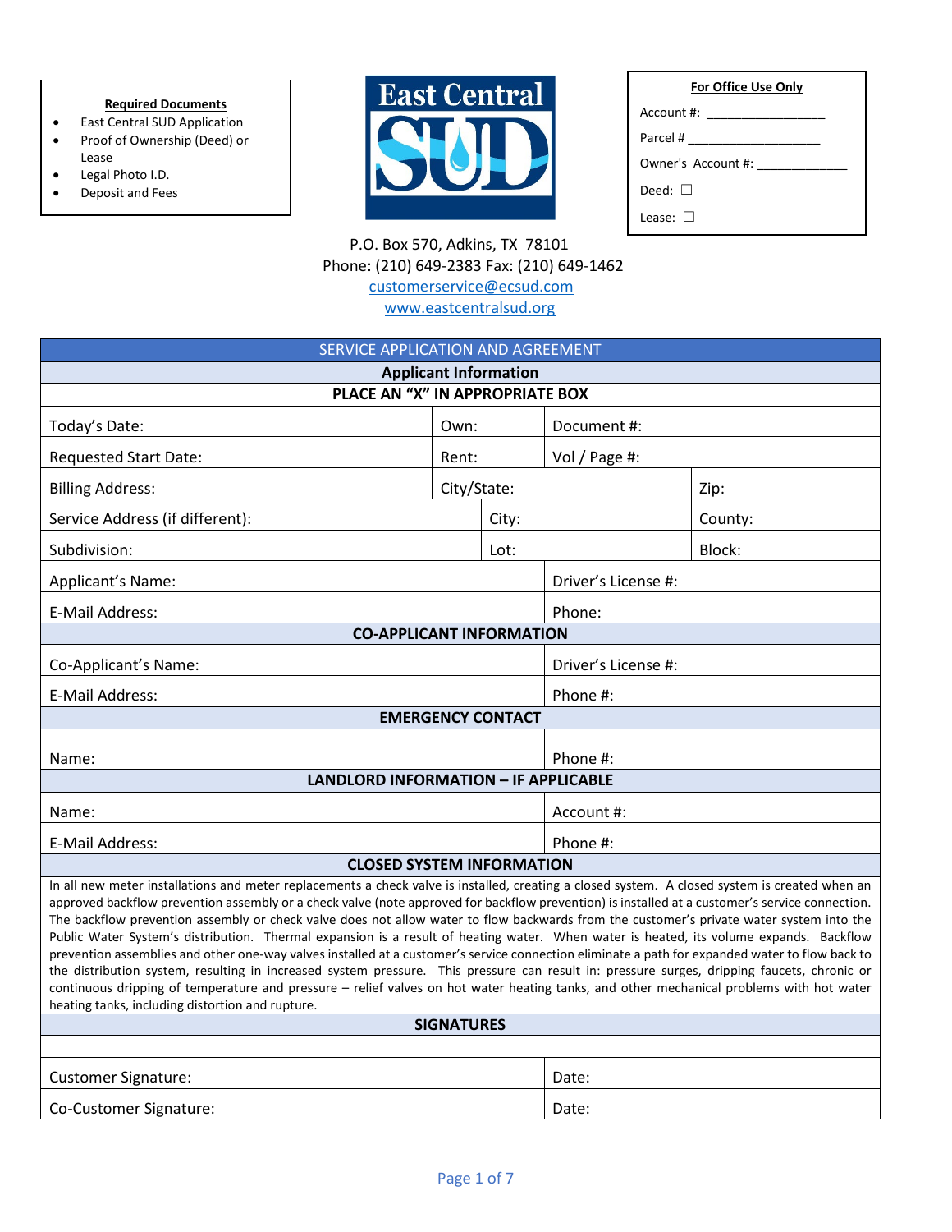**Required Documents**

- East Central SUD Application
- Proof of Ownership (Deed) or Lease
- Legal Photo I.D.
- Deposit and Fees

# East Central SUD

**For Office Use Only**

Account #: ________________

Parcel # ___________________

Owner's Account #: ____________

Deed: ☐

Lease: ☐

P.O. Box 570, Adkins, TX 78101
Phone: (210) 649-2383 Fax: (210) 649-1462
customerservice@ecsud.com
www.eastcentralsud.org

## SERVICE APPLICATION AND AGREEMENT

### Applicant Information

**PLACE AN "X" IN APPROPRIATE BOX**

| | | | |
|---|---|---|---|
| Today's Date: | Own: | Document #: | |
| Requested Start Date: | Rent: | Vol / Page #: | |
| Billing Address: | City/State: | | Zip: |
| Service Address (if different): | City: | | County: |
| Subdivision: | Lot: | | Block: |
| Applicant's Name: | | Driver's License #: | |
| E-Mail Address: | | Phone: | |

### CO-APPLICANT INFORMATION

| | |
|---|---|
| Co-Applicant's Name: | Driver's License #: |
| E-Mail Address: | Phone #: |

### EMERGENCY CONTACT

| | |
|---|---|
| Name: | Phone #: |

### LANDLORD INFORMATION – IF APPLICABLE

| | |
|---|---|
| Name: | Account #: |
| E-Mail Address: | Phone #: |

### CLOSED SYSTEM INFORMATION

In all new meter installations and meter replacements a check valve is installed, creating a closed system. A closed system is created when an approved backflow prevention assembly or a check valve (note approved for backflow prevention) is installed at a customer's service connection. The backflow prevention assembly or check valve does not allow water to flow backwards from the customer's private water system into the Public Water System's distribution. Thermal expansion is a result of heating water. When water is heated, its volume expands. Backflow prevention assemblies and other one-way valves installed at a customer's service connection eliminate a path for expanded water to flow back to the distribution system, resulting in increased system pressure. This pressure can result in: pressure surges, dripping faucets, chronic or continuous dripping of temperature and pressure – relief valves on hot water heating tanks, and other mechanical problems with hot water heating tanks, including distortion and rupture.

### SIGNATURES

| | |
|---|---|
| Customer Signature: | Date: |
| Co-Customer Signature: | Date: |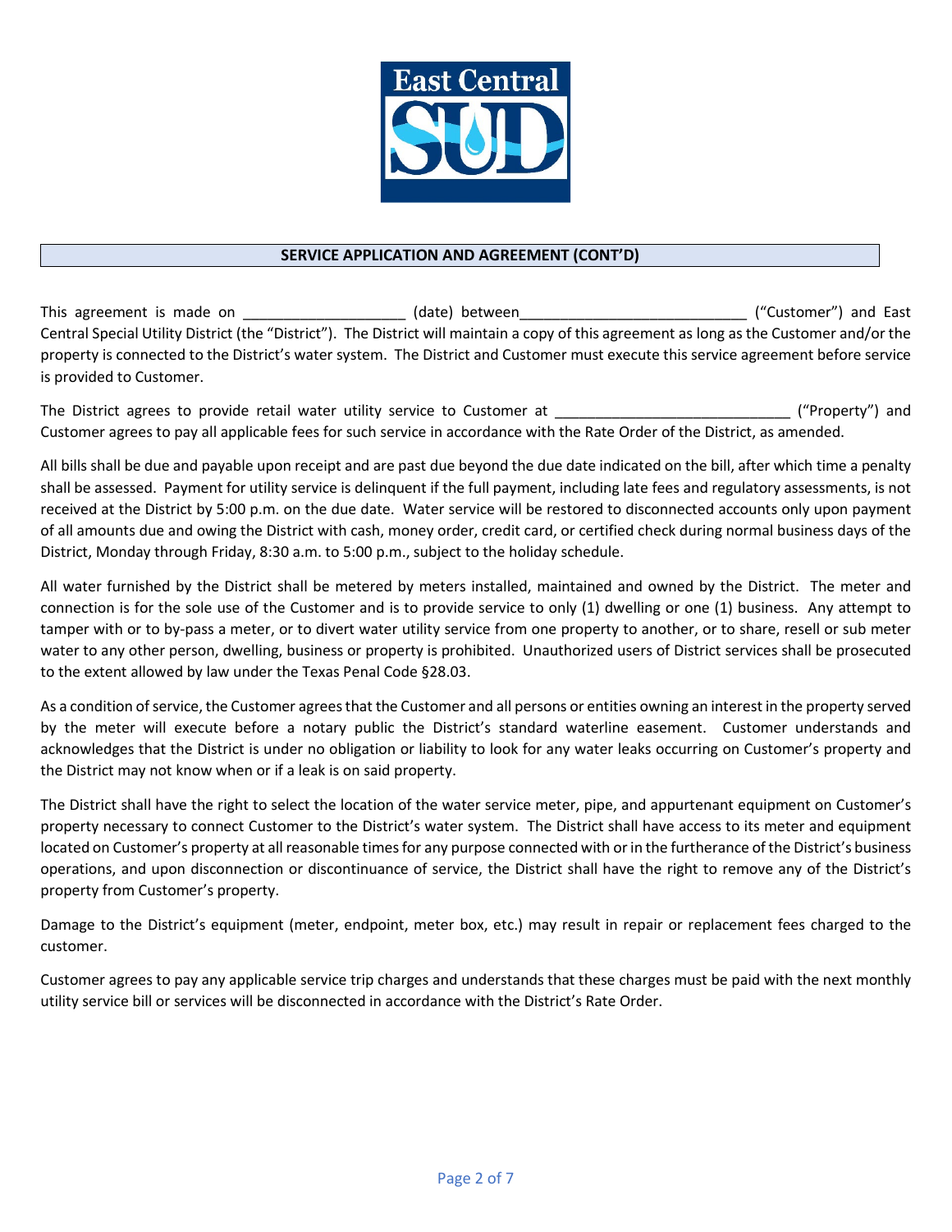**SERVICE APPLICATION AND AGREEMENT (CONT'D)**

This agreement is made on ____________________ (date) between____________________________ ("Customer") and East Central Special Utility District (the "District"). The District will maintain a copy of this agreement as long as the Customer and/or the property is connected to the District's water system. The District and Customer must execute this service agreement before service is provided to Customer.

The District agrees to provide retail water utility service to Customer at _____________________________ ("Property") and Customer agrees to pay all applicable fees for such service in accordance with the Rate Order of the District, as amended.

All bills shall be due and payable upon receipt and are past due beyond the due date indicated on the bill, after which time a penalty shall be assessed. Payment for utility service is delinquent if the full payment, including late fees and regulatory assessments, is not received at the District by 5:00 p.m. on the due date. Water service will be restored to disconnected accounts only upon payment of all amounts due and owing the District with cash, money order, credit card, or certified check during normal business days of the District, Monday through Friday, 8:30 a.m. to 5:00 p.m., subject to the holiday schedule.

All water furnished by the District shall be metered by meters installed, maintained and owned by the District. The meter and connection is for the sole use of the Customer and is to provide service to only (1) dwelling or one (1) business. Any attempt to tamper with or to by-pass a meter, or to divert water utility service from one property to another, or to share, resell or sub meter water to any other person, dwelling, business or property is prohibited. Unauthorized users of District services shall be prosecuted to the extent allowed by law under the Texas Penal Code §28.03.

As a condition of service, the Customer agrees that the Customer and all persons or entities owning an interest in the property served by the meter will execute before a notary public the District's standard waterline easement. Customer understands and acknowledges that the District is under no obligation or liability to look for any water leaks occurring on Customer's property and the District may not know when or if a leak is on said property.

The District shall have the right to select the location of the water service meter, pipe, and appurtenant equipment on Customer's property necessary to connect Customer to the District's water system. The District shall have access to its meter and equipment located on Customer's property at all reasonable times for any purpose connected with or in the furtherance of the District's business operations, and upon disconnection or discontinuance of service, the District shall have the right to remove any of the District's property from Customer's property.

Damage to the District's equipment (meter, endpoint, meter box, etc.) may result in repair or replacement fees charged to the customer.

Customer agrees to pay any applicable service trip charges and understands that these charges must be paid with the next monthly utility service bill or services will be disconnected in accordance with the District's Rate Order.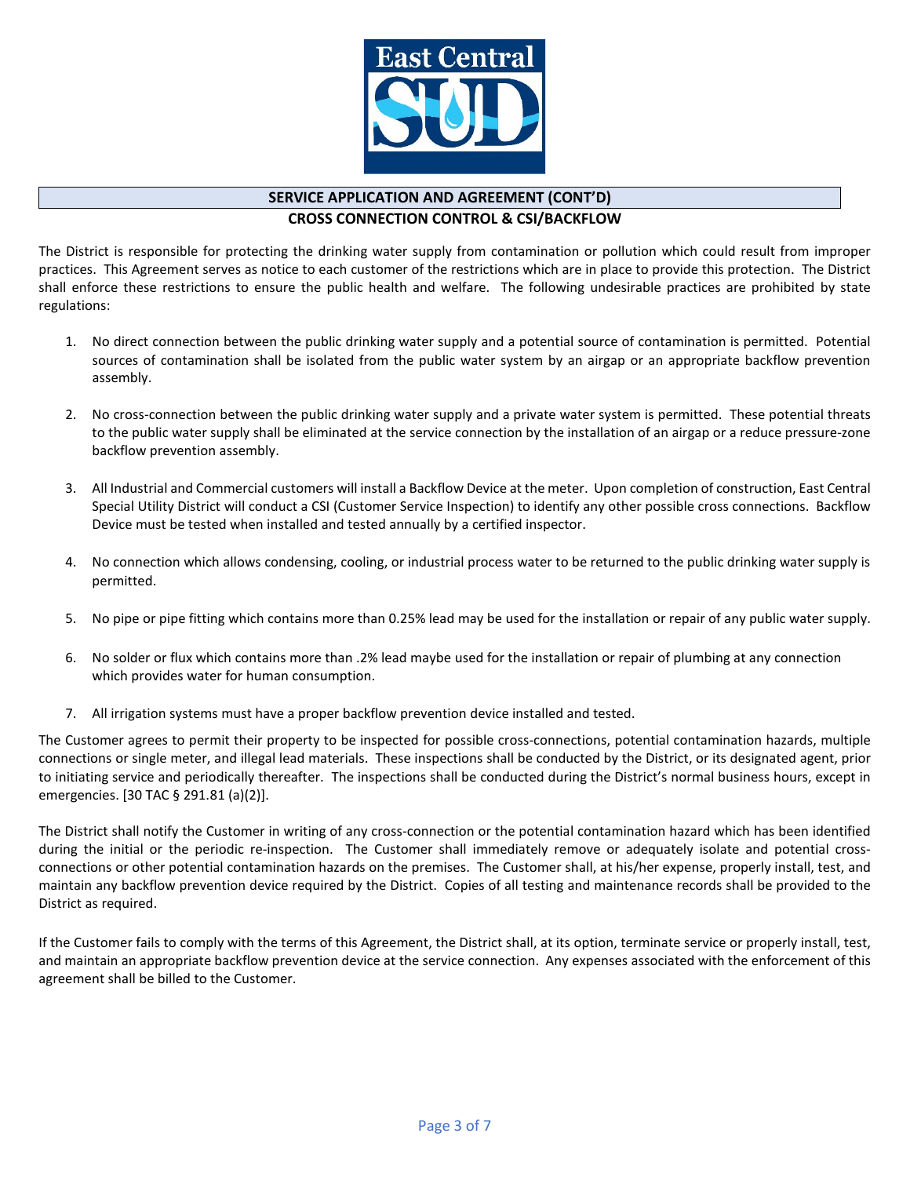## SERVICE APPLICATION AND AGREEMENT (CONT'D)

### CROSS CONNECTION CONTROL & CSI/BACKFLOW

The District is responsible for protecting the drinking water supply from contamination or pollution which could result from improper practices. This Agreement serves as notice to each customer of the restrictions which are in place to provide this protection. The District shall enforce these restrictions to ensure the public health and welfare. The following undesirable practices are prohibited by state regulations:

1. No direct connection between the public drinking water supply and a potential source of contamination is permitted. Potential sources of contamination shall be isolated from the public water system by an airgap or an appropriate backflow prevention assembly.

2. No cross-connection between the public drinking water supply and a private water system is permitted. These potential threats to the public water supply shall be eliminated at the service connection by the installation of an airgap or a reduce pressure-zone backflow prevention assembly.

3. All Industrial and Commercial customers will install a Backflow Device at the meter. Upon completion of construction, East Central Special Utility District will conduct a CSI (Customer Service Inspection) to identify any other possible cross connections. Backflow Device must be tested when installed and tested annually by a certified inspector.

4. No connection which allows condensing, cooling, or industrial process water to be returned to the public drinking water supply is permitted.

5. No pipe or pipe fitting which contains more than 0.25% lead may be used for the installation or repair of any public water supply.

6. No solder or flux which contains more than .2% lead maybe used for the installation or repair of plumbing at any connection which provides water for human consumption.

7. All irrigation systems must have a proper backflow prevention device installed and tested.

The Customer agrees to permit their property to be inspected for possible cross-connections, potential contamination hazards, multiple connections or single meter, and illegal lead materials. These inspections shall be conducted by the District, or its designated agent, prior to initiating service and periodically thereafter. The inspections shall be conducted during the District's normal business hours, except in emergencies. [30 TAC § 291.81 (a)(2)].

The District shall notify the Customer in writing of any cross-connection or the potential contamination hazard which has been identified during the initial or the periodic re-inspection. The Customer shall immediately remove or adequately isolate and potential cross-connections or other potential contamination hazards on the premises. The Customer shall, at his/her expense, properly install, test, and maintain any backflow prevention device required by the District. Copies of all testing and maintenance records shall be provided to the District as required.

If the Customer fails to comply with the terms of this Agreement, the District shall, at its option, terminate service or properly install, test, and maintain an appropriate backflow prevention device at the service connection. Any expenses associated with the enforcement of this agreement shall be billed to the Customer.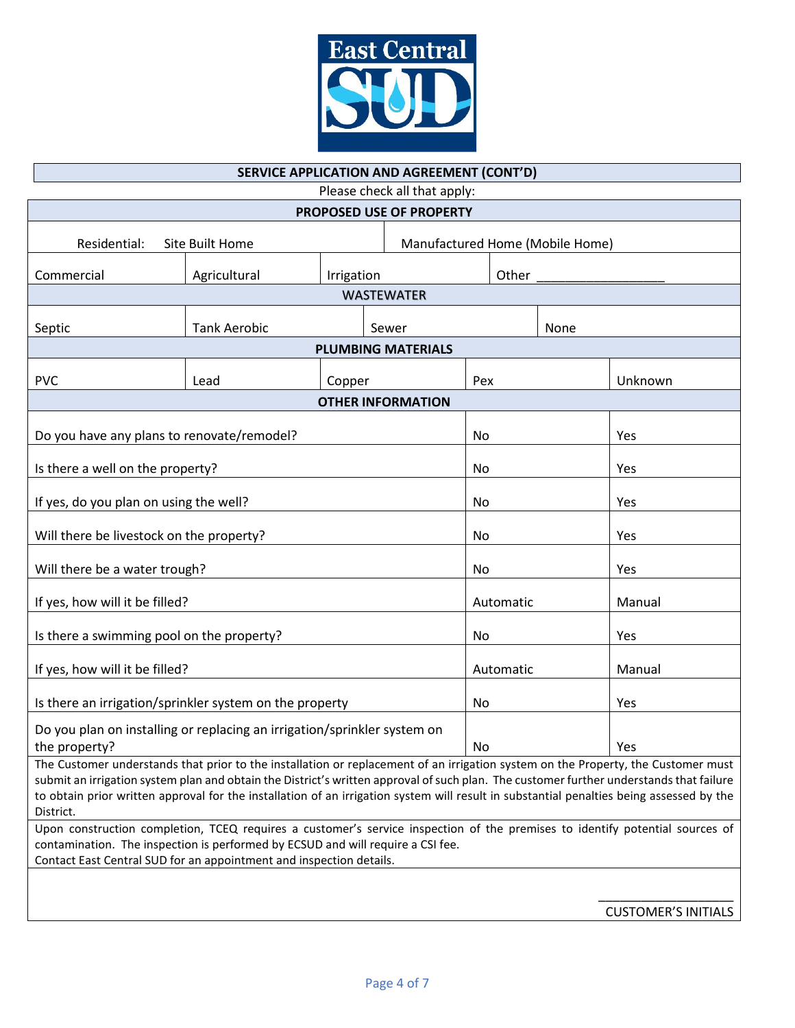## SERVICE APPLICATION AND AGREEMENT (CONT'D)

Please check all that apply:

**PROPOSED USE OF PROPERTY**

| Residential: Site Built Home | | Manufactured Home (Mobile Home) | |
|---|---|---|---|
| Commercial | Agricultural | Irrigation | Other ___________________ |

**WASTEWATER**

| Septic | Tank Aerobic | Sewer | None |
|---|---|---|---|

**PLUMBING MATERIALS**

| PVC | Lead | Copper | Pex | Unknown |
|---|---|---|---|---|

**OTHER INFORMATION**

| Question | | |
|---|---|---|
| Do you have any plans to renovate/remodel? | No | Yes |
| Is there a well on the property? | No | Yes |
| If yes, do you plan on using the well? | No | Yes |
| Will there be livestock on the property? | No | Yes |
| Will there be a water trough? | No | Yes |
| If yes, how will it be filled? | Automatic | Manual |
| Is there a swimming pool on the property? | No | Yes |
| If yes, how will it be filled? | Automatic | Manual |
| Is there an irrigation/sprinkler system on the property | No | Yes |
| Do you plan on installing or replacing an irrigation/sprinkler system on the property? | No | Yes |

The Customer understands that prior to the installation or replacement of an irrigation system on the Property, the Customer must submit an irrigation system plan and obtain the District's written approval of such plan. The customer further understands that failure to obtain prior written approval for the installation of an irrigation system will result in substantial penalties being assessed by the District.

Upon construction completion, TCEQ requires a customer's service inspection of the premises to identify potential sources of contamination. The inspection is performed by ECSUD and will require a CSI fee.
Contact East Central SUD for an appointment and inspection details.

____________________
CUSTOMER'S INITIALS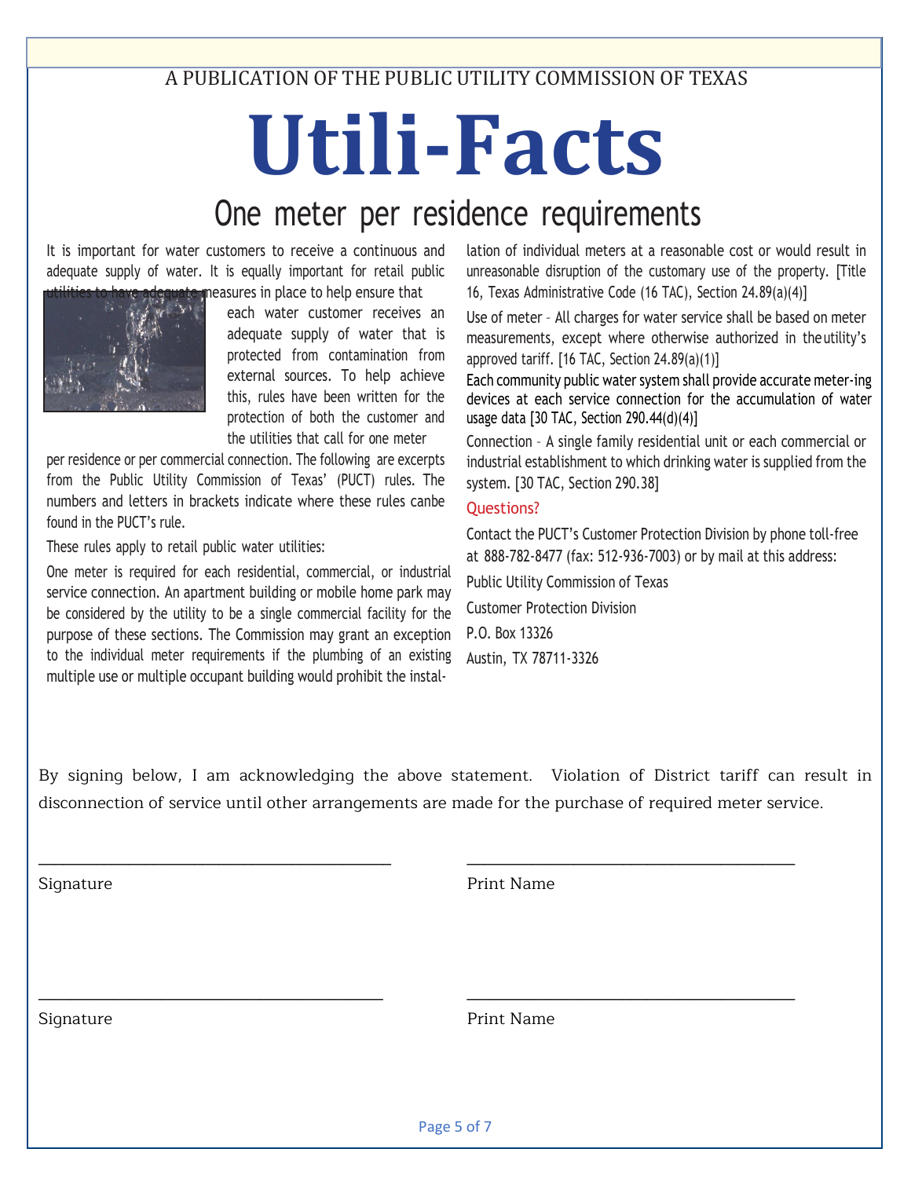A PUBLICATION OF THE PUBLIC UTILITY COMMISSION OF TEXAS

# Utili-Facts

## One meter per residence requirements

It is important for water customers to receive a continuous and adequate supply of water. It is equally important for retail public utilities to have adequate measures in place to help ensure that each water customer receives an adequate supply of water that is protected from contamination from external sources. To help achieve this, rules have been written for the protection of both the customer and the utilities that call for one meter per residence or per commercial connection. The following are excerpts from the Public Utility Commission of Texas' (PUCT) rules. The numbers and letters in brackets indicate where these rules canbe found in the PUCT's rule.

These rules apply to retail public water utilities:

One meter is required for each residential, commercial, or industrial service connection. An apartment building or mobile home park may be considered by the utility to be a single commercial facility for the purpose of these sections. The Commission may grant an exception to the individual meter requirements if the plumbing of an existing multiple use or multiple occupant building would prohibit the installation of individual meters at a reasonable cost or would result in unreasonable disruption of the customary use of the property. [Title 16, Texas Administrative Code (16 TAC), Section 24.89(a)(4)]

Use of meter – All charges for water service shall be based on meter measurements, except where otherwise authorized in theutility's approved tariff. [16 TAC, Section 24.89(a)(1)]

Each community public water system shall provide accurate meter-ing devices at each service connection for the accumulation of water usage data [30 TAC, Section 290.44(d)(4)]

Connection – A single family residential unit or each commercial or industrial establishment to which drinking water is supplied from the system. [30 TAC, Section 290.38]

### Questions?

Contact the PUCT's Customer Protection Division by phone toll-free at 888-782-8477 (fax: 512-936-7003) or by mail at this address:

Public Utility Commission of Texas

Customer Protection Division

P.O. Box 13326

Austin, TX 78711-3326

By signing below, I am acknowledging the above statement. Violation of District tariff can result in disconnection of service until other arrangements are made for the purchase of required meter service.

\_\_\_\_\_\_\_\_\_\_\_\_\_\_\_\_\_\_\_\_\_\_\_\_\_\_\_\_\_\_\_\_\_\_\_\_\_\_\_\_\_ \_\_\_\_\_\_\_\_\_\_\_\_\_\_\_\_\_\_\_\_\_\_\_\_\_\_\_\_\_\_\_\_\_\_\_\_\_\_\_\_\_

Signature Print Name

\_\_\_\_\_\_\_\_\_\_\_\_\_\_\_\_\_\_\_\_\_\_\_\_\_\_\_\_\_\_\_\_\_\_\_\_\_\_\_\_\_ \_\_\_\_\_\_\_\_\_\_\_\_\_\_\_\_\_\_\_\_\_\_\_\_\_\_\_\_\_\_\_\_\_\_\_\_\_\_\_\_\_

Signature Print Name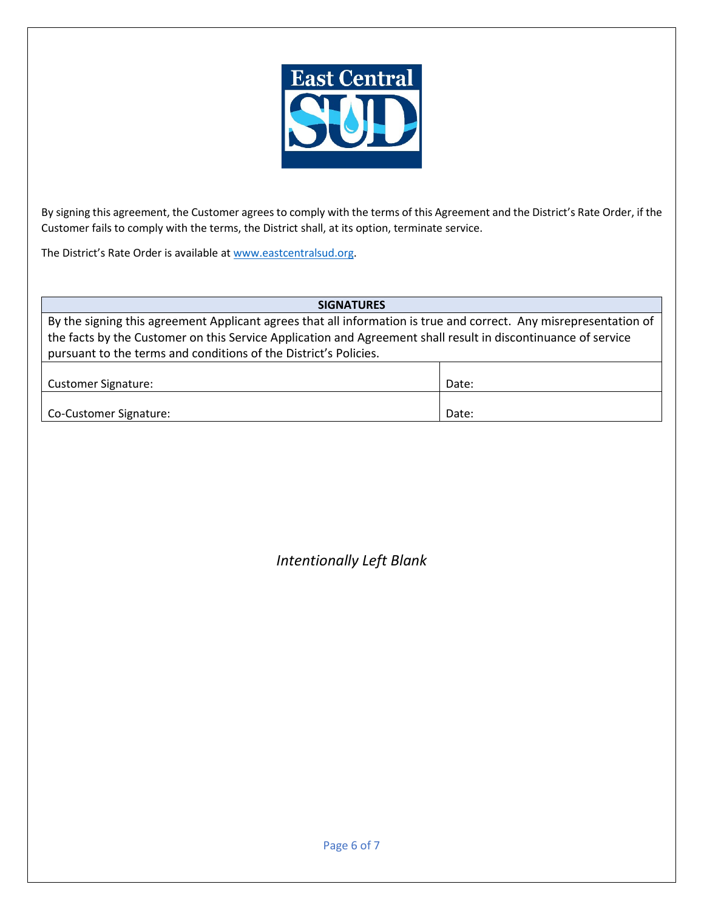By signing this agreement, the Customer agrees to comply with the terms of this Agreement and the District's Rate Order, if the Customer fails to comply with the terms, the District shall, at its option, terminate service.

The District's Rate Order is available at www.eastcentralsud.org.

| SIGNATURES | |
|---|---|
| By the signing this agreement Applicant agrees that all information is true and correct. Any misrepresentation of the facts by the Customer on this Service Application and Agreement shall result in discontinuance of service pursuant to the terms and conditions of the District's Policies. | |
| Customer Signature: | Date: |
| Co-Customer Signature: | Date: |

*Intentionally Left Blank*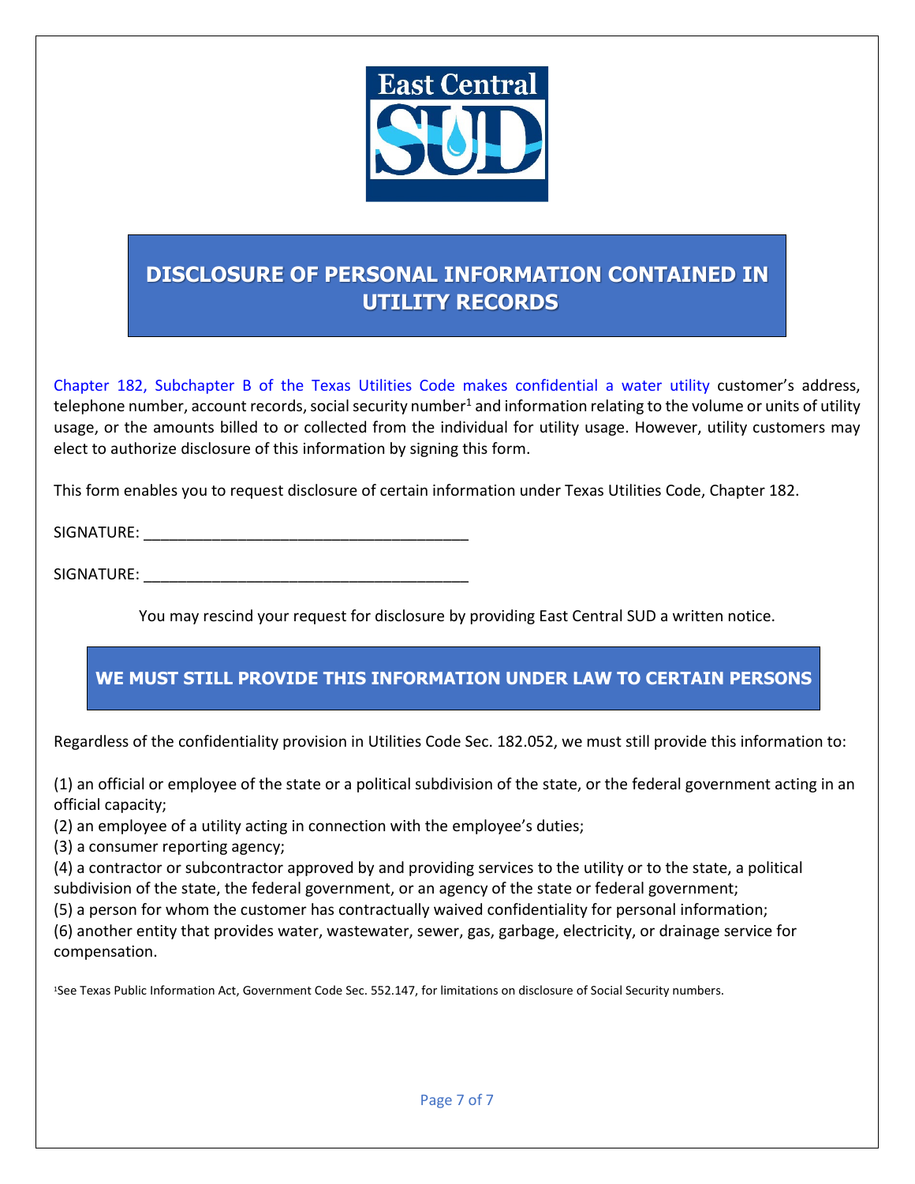# DISCLOSURE OF PERSONAL INFORMATION CONTAINED IN UTILITY RECORDS

Chapter 182, Subchapter B of the Texas Utilities Code makes confidential a water utility customer's address, telephone number, account records, social security number[1] and information relating to the volume or units of utility usage, or the amounts billed to or collected from the individual for utility usage. However, utility customers may elect to authorize disclosure of this information by signing this form.

This form enables you to request disclosure of certain information under Texas Utilities Code, Chapter 182.

SIGNATURE: ______________________________________

SIGNATURE: ______________________________________

You may rescind your request for disclosure by providing East Central SUD a written notice.

## WE MUST STILL PROVIDE THIS INFORMATION UNDER LAW TO CERTAIN PERSONS

Regardless of the confidentiality provision in Utilities Code Sec. 182.052, we must still provide this information to:

(1) an official or employee of the state or a political subdivision of the state, or the federal government acting in an official capacity;
(2) an employee of a utility acting in connection with the employee's duties;
(3) a consumer reporting agency;
(4) a contractor or subcontractor approved by and providing services to the utility or to the state, a political subdivision of the state, the federal government, or an agency of the state or federal government;
(5) a person for whom the customer has contractually waived confidentiality for personal information;
(6) another entity that provides water, wastewater, sewer, gas, garbage, electricity, or drainage service for compensation.

[1]See Texas Public Information Act, Government Code Sec. 552.147, for limitations on disclosure of Social Security numbers.